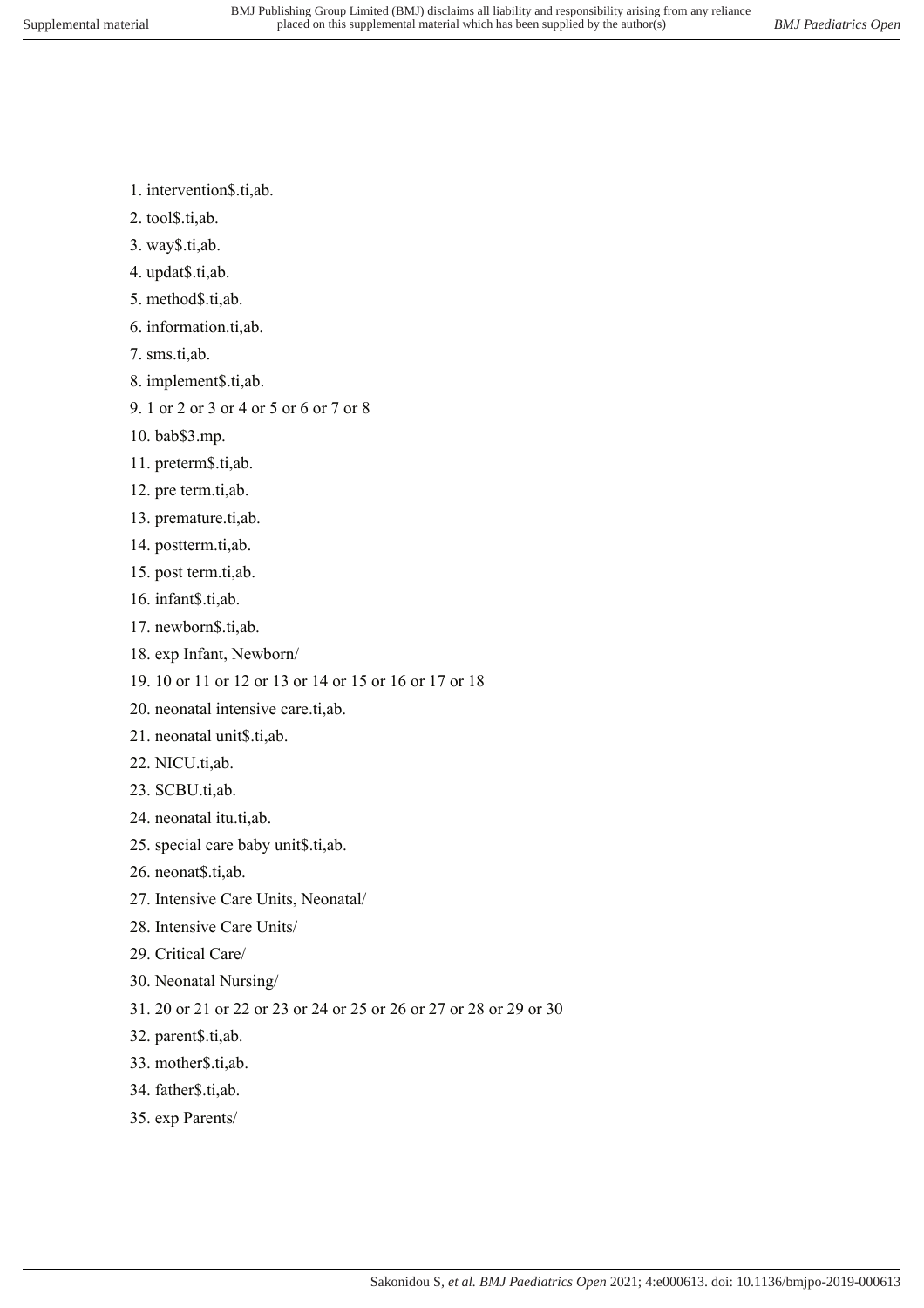1. intervention$.ti,ab.
2. tool$.ti,ab.
3. way$.ti,ab.
4. updat$.ti,ab.
5. method$.ti,ab.
6. information.ti,ab.
7. sms.ti,ab.
8. implement$.ti,ab.
9. 1 or 2 or 3 or 4 or 5 or 6 or 7 or 8
10. bab$3.mp.
11. preterm$.ti,ab.
12. pre term.ti,ab.
13. premature.ti,ab.
14. postterm.ti,ab.
15. post term.ti,ab.
16. infant$.ti,ab.
17. newborn$.ti,ab.
18. exp Infant, Newborn/
19. 10 or 11 or 12 or 13 or 14 or 15 or 16 or 17 or 18
20. neonatal intensive care.ti,ab.
21. neonatal unit$.ti,ab.
22. NICU.ti,ab.
23. SCBU.ti,ab.
24. neonatal itu.ti,ab.
25. special care baby unit$.ti,ab.
26. neonat$.ti,ab.
27. Intensive Care Units, Neonatal/
28. Intensive Care Units/
29. Critical Care/
30. Neonatal Nursing/
31. 20 or 21 or 22 or 23 or 24 or 25 or 26 or 27 or 28 or 29 or 30
32. parent$.ti,ab.
33. mother$.ti,ab.
34. father$.ti,ab.
35. exp Parents/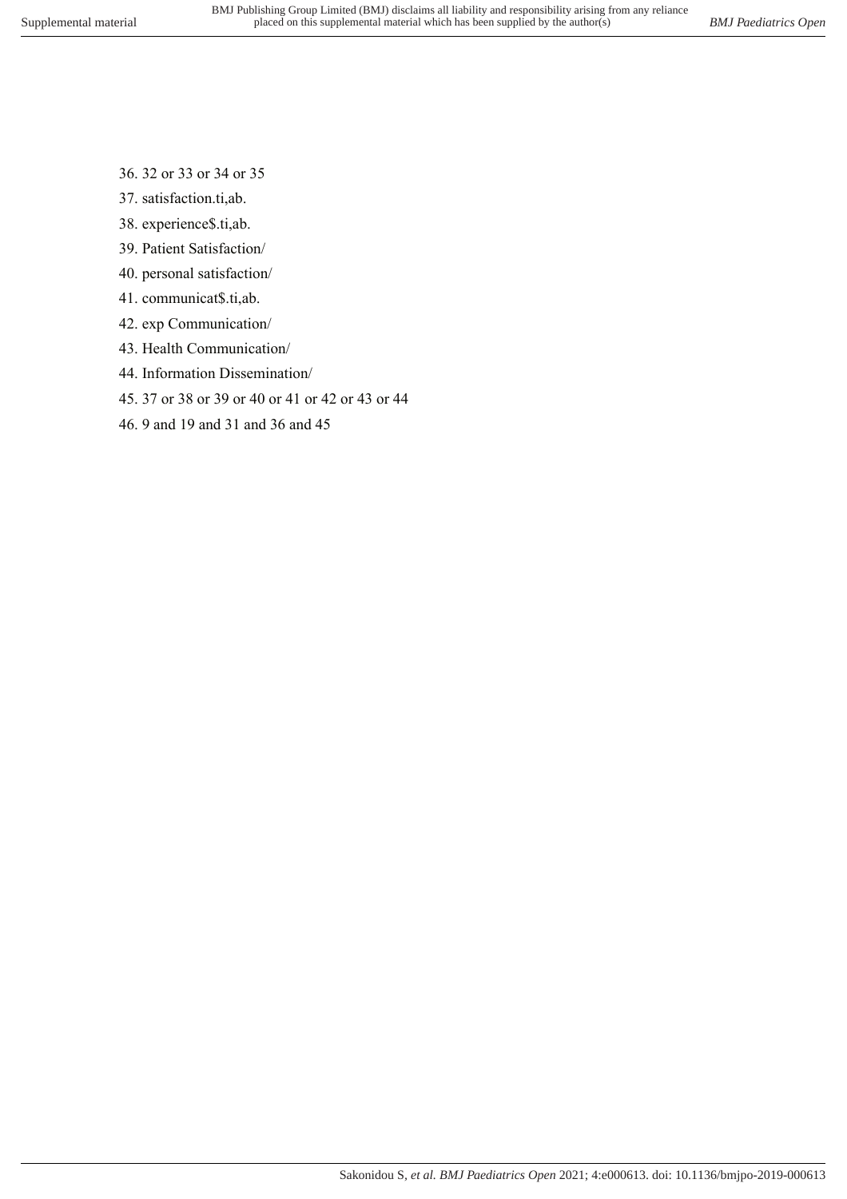36. 32 or 33 or 34 or 35
37. satisfaction.ti,ab.
38. experience$.ti,ab.
39. Patient Satisfaction/
40. personal satisfaction/
41. communicat$.ti,ab.
42. exp Communication/
43. Health Communication/
44. Information Dissemination/
45. 37 or 38 or 39 or 40 or 41 or 42 or 43 or 44
46. 9 and 19 and 31 and 36 and 45